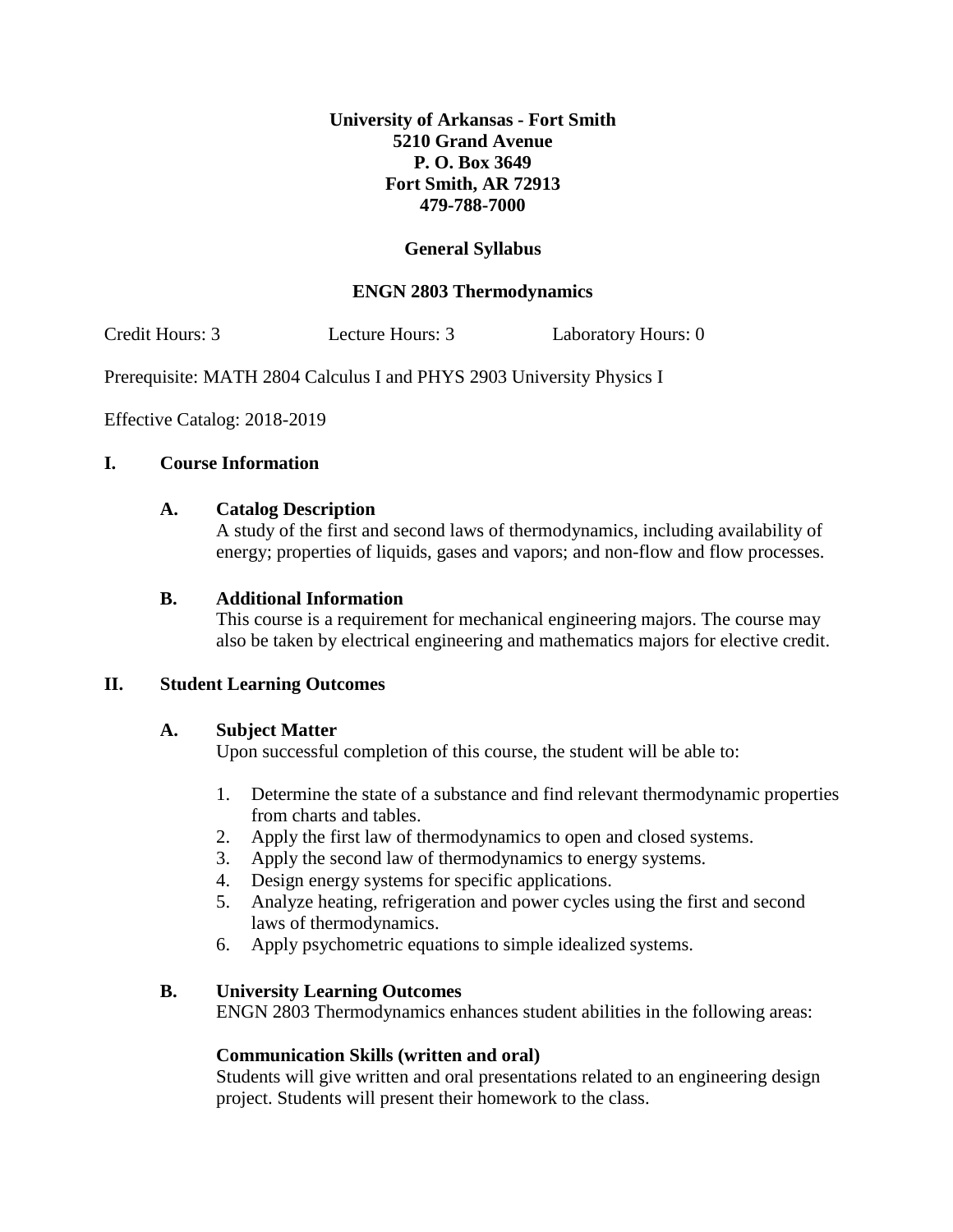**University of Arkansas - Fort Smith**
**5210 Grand Avenue**
**P. O. Box 3649**
**Fort Smith, AR 72913**
**479-788-7000**

# General Syllabus

## ENGN 2803 Thermodynamics

Credit Hours: 3 Lecture Hours: 3 Laboratory Hours: 0

Prerequisite: MATH 2804 Calculus I and PHYS 2903 University Physics I

Effective Catalog: 2018-2019

## I. Course Information

### A. Catalog Description

A study of the first and second laws of thermodynamics, including availability of energy; properties of liquids, gases and vapors; and non-flow and flow processes.

### B. Additional Information

This course is a requirement for mechanical engineering majors. The course may also be taken by electrical engineering and mathematics majors for elective credit.

## II. Student Learning Outcomes

### A. Subject Matter

Upon successful completion of this course, the student will be able to:

1. Determine the state of a substance and find relevant thermodynamic properties from charts and tables.
2. Apply the first law of thermodynamics to open and closed systems.
3. Apply the second law of thermodynamics to energy systems.
4. Design energy systems for specific applications.
5. Analyze heating, refrigeration and power cycles using the first and second laws of thermodynamics.
6. Apply psychometric equations to simple idealized systems.

### B. University Learning Outcomes

ENGN 2803 Thermodynamics enhances student abilities in the following areas:

**Communication Skills (written and oral)**
Students will give written and oral presentations related to an engineering design project. Students will present their homework to the class.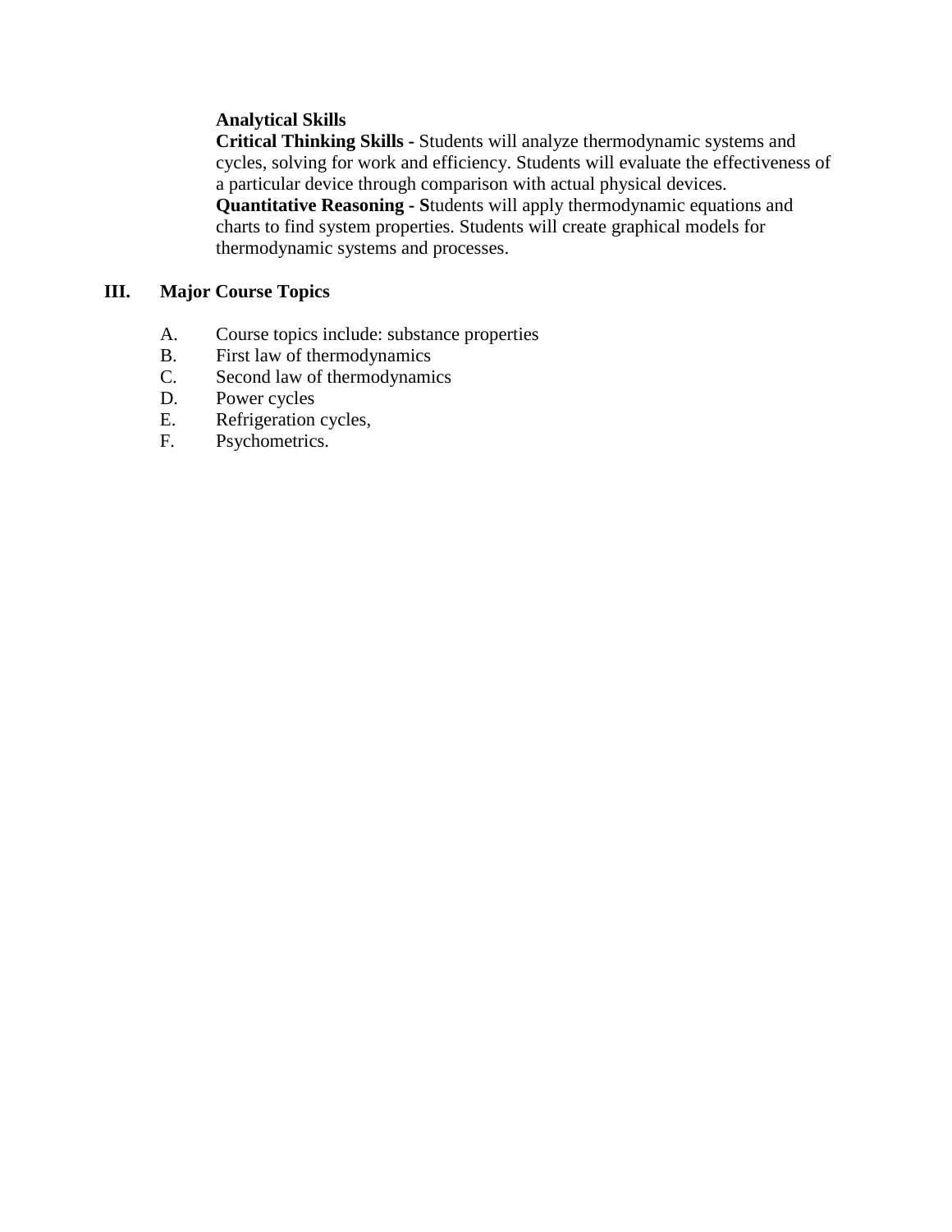**Analytical Skills**

**Critical Thinking Skills -** Students will analyze thermodynamic systems and cycles, solving for work and efficiency. Students will evaluate the effectiveness of a particular device through comparison with actual physical devices.

**Quantitative Reasoning - S**tudents will apply thermodynamic equations and charts to find system properties. Students will create graphical models for thermodynamic systems and processes.

## III. Major Course Topics

A. Course topics include: substance properties
B. First law of thermodynamics
C. Second law of thermodynamics
D. Power cycles
E. Refrigeration cycles,
F. Psychometrics.